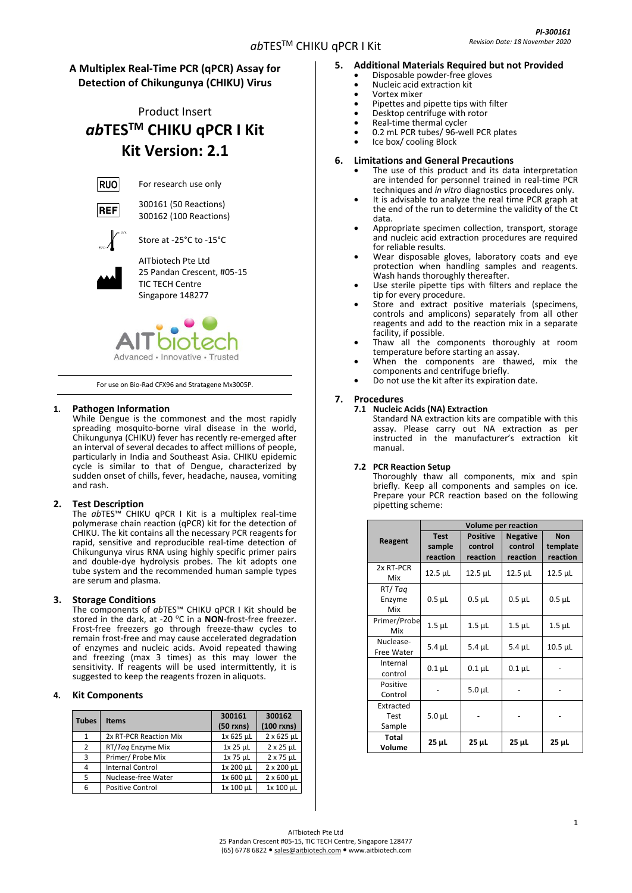# A Multiplex Real-Time PCR (qPCR) Assay for Detection of Chikungunya (CHIKU) Virus

Product Insert

# *ab*TES™ CHIKU qPCR I Kit

# Kit Version: 2.1

RUO For research use only

REF 300161 (50 Reactions)
300162 (100 Reactions)

Store at -25°C to -15°C

AITbiotech Pte Ltd
25 Pandan Crescent, #05-15
TIC TECH Centre
Singapore 148277

AITbiotech
Advanced • Innovative • Trusted

For use on Bio-Rad CFX96 and Stratagene Mx3005P.

## 1. Pathogen Information

While Dengue is the commonest and the most rapidly spreading mosquito-borne viral disease in the world, Chikungunya (CHIKU) fever has recently re-emerged after an interval of several decades to affect millions of people, particularly in India and Southeast Asia. CHIKU epidemic cycle is similar to that of Dengue, characterized by sudden onset of chills, fever, headache, nausea, vomiting and rash.

## 2. Test Description

The *ab*TES™ CHIKU qPCR I Kit is a multiplex real-time polymerase chain reaction (qPCR) kit for the detection of CHIKU. The kit contains all the necessary PCR reagents for rapid, sensitive and reproducible real-time detection of Chikungunya virus RNA using highly specific primer pairs and double-dye hydrolysis probes. The kit adopts one tube system and the recommended human sample types are serum and plasma.

## 3. Storage Conditions

The components of *ab*TES™ CHIKU qPCR I Kit should be stored in the dark, at -20 °C in a **NON**-frost-free freezer. Frost-free freezers go through freeze-thaw cycles to remain frost-free and may cause accelerated degradation of enzymes and nucleic acids. Avoid repeated thawing and freezing (max 3 times) as this may lower the sensitivity. If reagents will be used intermittently, it is suggested to keep the reagents frozen in aliquots.

## 4. Kit Components

| Tubes | Items | 300161 (50 rxns) | 300162 (100 rxns) |
|---|---|---|---|
| 1 | 2x RT-PCR Reaction Mix | 1x 625 µL | 2 x 625 µL |
| 2 | RT/*Taq* Enzyme Mix | 1x 25 µL | 2 x 25 µL |
| 3 | Primer/ Probe Mix | 1x 75 µL | 2 x 75 µL |
| 4 | Internal Control | 1x 200 µL | 2 x 200 µL |
| 5 | Nuclease-free Water | 1x 600 µL | 2 x 600 µL |
| 6 | Positive Control | 1x 100 µL | 1x 100 µL |

## 5. Additional Materials Required but not Provided

- Disposable powder-free gloves
- Nucleic acid extraction kit
- Vortex mixer
- Pipettes and pipette tips with filter
- Desktop centrifuge with rotor
- Real-time thermal cycler
- 0.2 mL PCR tubes/ 96-well PCR plates
- Ice box/ cooling Block

## 6. Limitations and General Precautions

- The use of this product and its data interpretation are intended for personnel trained in real-time PCR techniques and *in vitro* diagnostics procedures only.
- It is advisable to analyze the real time PCR graph at the end of the run to determine the validity of the Ct data.
- Appropriate specimen collection, transport, storage and nucleic acid extraction procedures are required for reliable results.
- Wear disposable gloves, laboratory coats and eye protection when handling samples and reagents. Wash hands thoroughly thereafter.
- Use sterile pipette tips with filters and replace the tip for every procedure.
- Store and extract positive materials (specimens, controls and amplicons) separately from all other reagents and add to the reaction mix in a separate facility, if possible.
- Thaw all the components thoroughly at room temperature before starting an assay.
- When the components are thawed, mix the components and centrifuge briefly.
- Do not use the kit after its expiration date.

## 7. Procedures

### 7.1 Nucleic Acids (NA) Extraction

Standard NA extraction kits are compatible with this assay. Please carry out NA extraction as per instructed in the manufacturer's extraction kit manual.

### 7.2 PCR Reaction Setup

Thoroughly thaw all components, mix and spin briefly. Keep all components and samples on ice. Prepare your PCR reaction based on the following pipetting scheme:

| Reagent | Volume per reaction | | | |
|---|---|---|---|---|
| | Test sample reaction | Positive control reaction | Negative control reaction | Non template reaction |
| 2x RT-PCR Mix | 12.5 µL | 12.5 µL | 12.5 µL | 12.5 µL |
| RT/ *Taq* Enzyme Mix | 0.5 µL | 0.5 µL | 0.5 µL | 0.5 µL |
| Primer/Probe Mix | 1.5 µL | 1.5 µL | 1.5 µL | 1.5 µL |
| Nuclease-Free Water | 5.4 µL | 5.4 µL | 5.4 µL | 10.5 µL |
| Internal control | 0.1 µL | 0.1 µL | 0.1 µL | - |
| Positive Control | - | 5.0 µL | - | - |
| Extracted Test Sample | 5.0 µL | - | - | - |
| **Total Volume** | **25 µL** | **25 µL** | **25 µL** | **25 µL** |

AITbiotech Pte Ltd
25 Pandan Crescent #05-15, TIC TECH Centre, Singapore 128477
(65) 6778 6822 • sales@aitbiotech.com • www.aitbiotech.com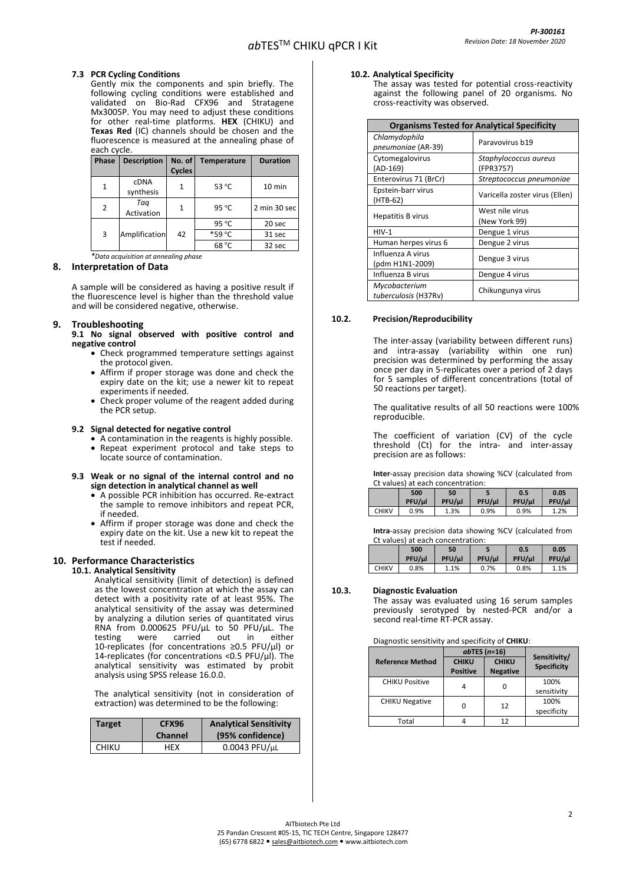### 7.3 PCR Cycling Conditions

Gently mix the components and spin briefly. The following cycling conditions were established and validated on Bio-Rad CFX96 and Stratagene Mx3005P. You may need to adjust these conditions for other real-time platforms. **HEX** (CHIKU) and **Texas Red** (IC) channels should be chosen and the fluorescence is measured at the annealing phase of each cycle.

| Phase | Description | No. of Cycles | Temperature | Duration |
|---|---|---|---|---|
| 1 | cDNA synthesis | 1 | 53 °C | 10 min |
| 2 | *Taq* Activation | 1 | 95 °C | 2 min 30 sec |
| 3 | Amplification | 42 | 95 °C | 20 sec |
| | | | *59 °C | 31 sec |
| | | | 68 °C | 32 sec |

*\*Data acquisition at annealing phase*

## 8. Interpretation of Data

A sample will be considered as having a positive result if the fluorescence level is higher than the threshold value and will be considered negative, otherwise.

## 9. Troubleshooting

**9.1 No signal observed with positive control and negative control**

- Check programmed temperature settings against the protocol given.
- Affirm if proper storage was done and check the expiry date on the kit; use a newer kit to repeat experiments if needed.
- Check proper volume of the reagent added during the PCR setup.

**9.2 Signal detected for negative control**

- A contamination in the reagents is highly possible.
- Repeat experiment protocol and take steps to locate source of contamination.

**9.3 Weak or no signal of the internal control and no sign detection in analytical channel as well**

- A possible PCR inhibition has occurred. Re-extract the sample to remove inhibitors and repeat PCR, if needed.
- Affirm if proper storage was done and check the expiry date on the kit. Use a new kit to repeat the test if needed.

## 10. Performance Characteristics

### 10.1. Analytical Sensitivity

Analytical sensitivity (limit of detection) is defined as the lowest concentration at which the assay can detect with a positivity rate of at least 95%. The analytical sensitivity of the assay was determined by analyzing a dilution series of quantitated virus RNA from 0.000625 PFU/µL to 50 PFU/µL. The testing were carried out in either 10-replicates (for concentrations ≥0.5 PFU/µl) or 14-replicates (for concentrations <0.5 PFU/µl). The analytical sensitivity was estimated by probit analysis using SPSS release 16.0.0.

The analytical sensitivity (not in consideration of extraction) was determined to be the following:

| Target | CFX96 Channel | Analytical Sensitivity (95% confidence) |
|---|---|---|
| CHIKU | HEX | 0.0043 PFU/µL |

### 10.2. Analytical Specificity

The assay was tested for potential cross-reactivity against the following panel of 20 organisms. No cross-reactivity was observed.

| Organisms Tested for Analytical Specificity | |
|---|---|
| *Chlamydophila pneumoniae* (AR-39) | Paravovirus b19 |
| Cytomegalovirus (AD-169) | *Staphylococcus aureus* (FPR3757) |
| Enterovirus 71 (BrCr) | *Streptococcus pneumoniae* |
| Epstein-barr virus (HTB-62) | Varicella zoster virus (Ellen) |
| Hepatitis B virus | West nile virus (New York 99) |
| HIV-1 | Dengue 1 virus |
| Human herpes virus 6 | Dengue 2 virus |
| Influenza A virus (pdm H1N1-2009) | Dengue 3 virus |
| Influenza B virus | Dengue 4 virus |
| *Mycobacterium tuberculosis* (H37Rv) | Chikungunya virus |

### 10.2. Precision/Reproducibility

The inter-assay (variability between different runs) and intra-assay (variability within one run) precision was determined by performing the assay once per day in 5-replicates over a period of 2 days for 5 samples of different concentrations (total of 50 reactions per target).

The qualitative results of all 50 reactions were 100% reproducible.

The coefficient of variation (CV) of the cycle threshold (Ct) for the intra- and inter-assay precision are as follows:

**Inter**-assay precision data showing %CV (calculated from Ct values) at each concentration:

| | 500 PFU/µl | 50 PFU/µl | 5 PFU/µl | 0.5 PFU/µl | 0.05 PFU/µl |
|---|---|---|---|---|---|
| CHIKV | 0.9% | 1.3% | 0.9% | 0.9% | 1.2% |

**Intra**-assay precision data showing %CV (calculated from Ct values) at each concentration:

| | 500 PFU/µl | 50 PFU/µl | 5 PFU/µl | 0.5 PFU/µl | 0.05 PFU/µl |
|---|---|---|---|---|---|
| CHIKV | 0.8% | 1.1% | 0.7% | 0.8% | 1.1% |

### 10.3. Diagnostic Evaluation

The assay was evaluated using 16 serum samples previously serotyped by nested-PCR and/or a second real-time RT-PCR assay.

Diagnostic sensitivity and specificity of **CHIKU**:

| Reference Method | *ab*TES (*n*=16) | | Sensitivity/ Specificity |
|---|---|---|---|
| | CHIKU Positive | CHIKU Negative | |
| CHIKU Positive | 4 | 0 | 100% sensitivity |
| CHIKU Negative | 0 | 12 | 100% specificity |
| Total | 4 | 12 | |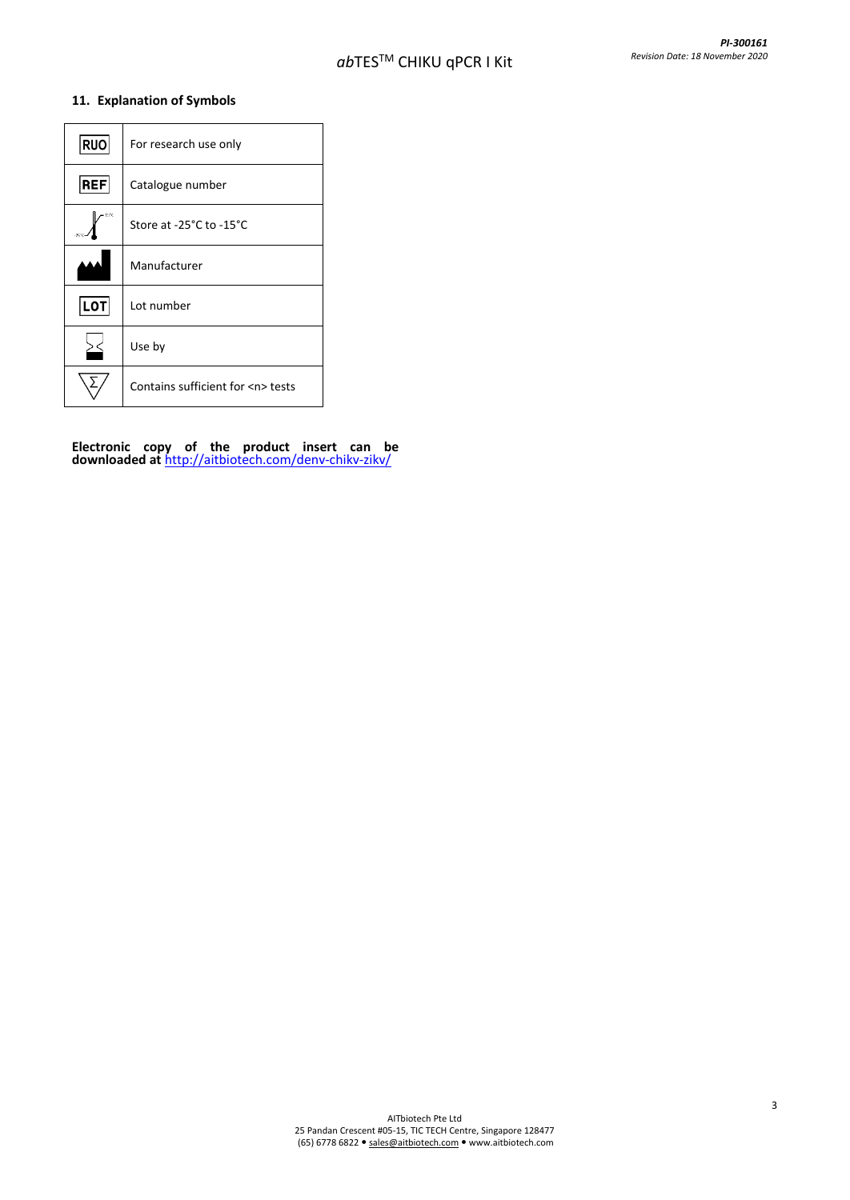## 11. Explanation of Symbols

| | |
|---|---|
| RUO | For research use only |
| REF | Catalogue number |
| | Store at -25°C to -15°C |
| | Manufacturer |
| LOT | Lot number |
| | Use by |
| Σ | Contains sufficient for <n> tests |

**Electronic copy of the product insert can be downloaded at** http://aitbiotech.com/denv-chikv-zikv/

AITbiotech Pte Ltd
25 Pandan Crescent #05-15, TIC TECH Centre, Singapore 128477
(65) 6778 6822 • sales@aitbiotech.com • www.aitbiotech.com